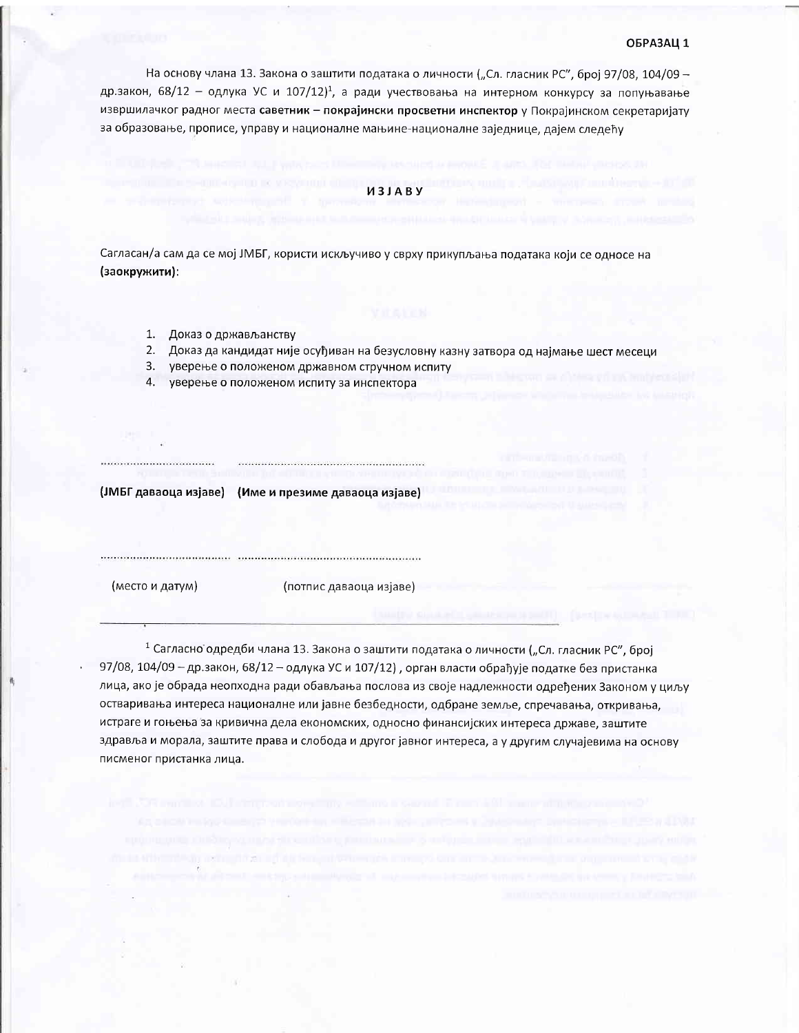ОБРАЗАЦ 1

На основу члана 13. Закона о заштити података о личности („Сл. гласник РС", број 97/08, 104/09 – др.закон, 68/12 – одлука УС и 107/12)[1], а ради учествовања на интерном конкурсу за попуњавање извршилачког радног места **саветник – покрајински просветни инспектор** у Покрајинском секретаријату за образовање, прописе, управу и националне мањине-националне заједнице, дајем следећу

**И З Ј А В У**

Сагласан/а сам да се мој ЈМБГ, користи искључиво у сврху прикупљања података који се односе на **(заокружити)**:

1. Доказ о држављанству
2. Доказ да кандидат није осуђиван на безусловну казну затвора од најмање шест месеци
3. уверење о положеном државном стручном испиту
4. уверење о положеном испиту за инспектора

................................ ......................................................

**(ЈМБГ даваоца изјаве) (Име и презиме даваоца изјаве)**

...................................... ......................................................

(место и датум) (потпис даваоца изјаве)

---

[1] Сагласно одредби члана 13. Закона о заштити података о личности („Сл. гласник РС", број 97/08, 104/09 – др.закон, 68/12 – одлука УС и 107/12) , орган власти обрађује податке без пристанка лица, ако је обрада неопходна ради обављања послова из своје надлежности одређених Законом у циљу остваривања интереса националне или јавне безбедности, одбране земље, спречавања, откривања, истраге и гоњења за кривична дела економских, односно финансијских интереса државе, заштите здравља и морала, заштите права и слобода и другог јавног интереса, а у другим случајевима на основу писменог пристанка лица.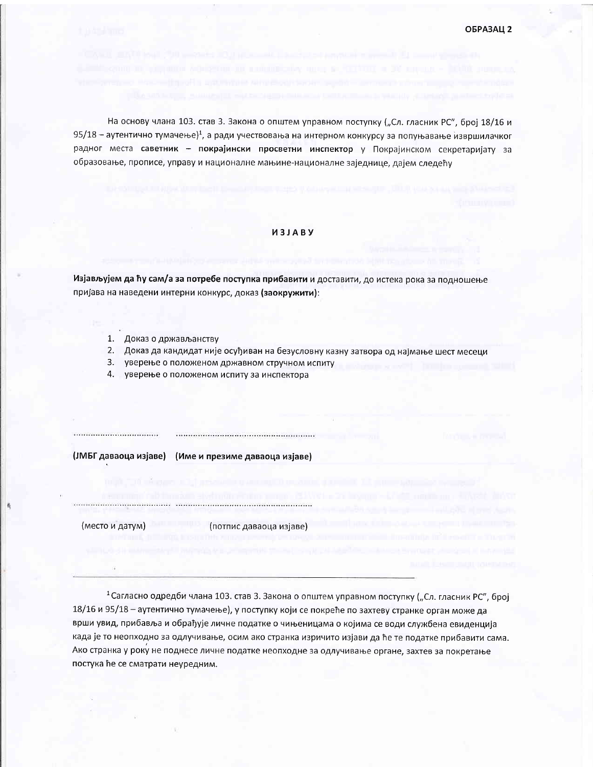**ОБРАЗАЦ 2**

На основу члана 103. став 3. Закона о општем управном поступку („Сл. гласник РС", број 18/16 и 95/18 – аутентично тумачење)[1], а ради учествовања на интерном конкурсу за попуњавање извршилачког радног места **саветник – покрајински просветни инспектор** у Покрајинском секретаријату за образовање, прописе, управу и националне мањине-националне заједнице, дајем следећу

## ИЗЈАВУ

**Изјављујем да ћу сам/а за потребе поступка прибавити** и доставити, до истека рока за подношење пријава на наведени интерни конкурс, доказ **(заокружити)**:

1. Доказ о држављанству
2. Доказ да кандидат није осуђиван на безусловну казну затвора од најмање шест месеци
3. уверење о положеном државном стручном испиту
4. уверење о положеном испиту за инспектора

.................................   ...........................................................

**(ЈМБГ даваоца изјаве)   (Име и презиме даваоца изјаве)**

.................................   ...........................................................

(место и датум)   (потпис даваоца изјаве)

---

[1] Сагласно одредби члана 103. став 3. Закона о општем управном поступку („Сл. гласник РС", број 18/16 и 95/18 – аутентично тумачење), у поступку који се покреће по захтеву странке орган може да врши увид, прибавља и обрађује личне податке о чињеницама о којима се води службена евиденција када је то неопходно за одлучивање, осим ако странка изричито изјави да ће те податке прибавити сама. Ако странка у року не поднесе личне податке неопходне за одлучивање органе, захтев за покретање постука ће се сматрати неуредним.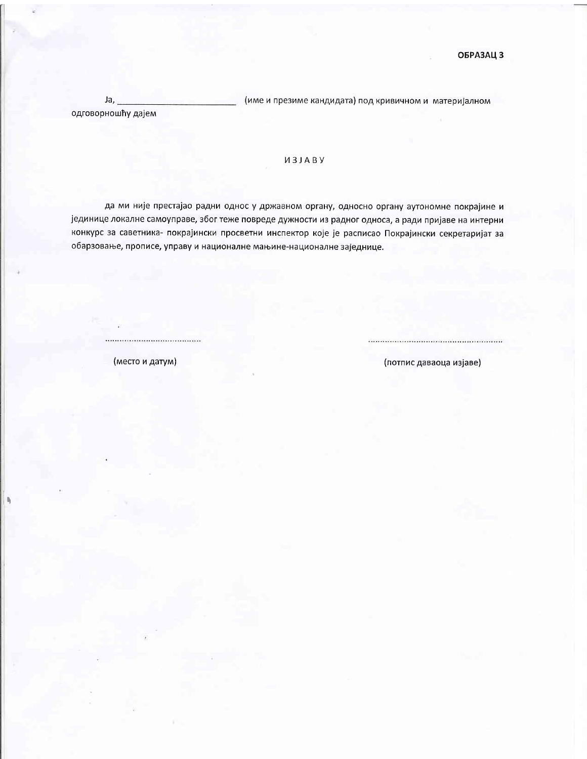**ОБРАЗАЦ 3**

Ја, \_\_\_\_\_\_\_\_\_\_\_\_\_\_\_\_\_\_\_\_\_\_\_\_\_\_ (име и презиме кандидата) под кривичном и материјалном одговорношћу дајем

И З Ј А В У

да ми није престајао радни однос у државном органу, односно органу аутономне покрајине и јединице локалне самоуправе, због теже повреде дужности из радног односа, а ради пријаве на интерни конкурс за саветника- покрајински просветни инспектор које је расписао Покрајински секретаријат за обарзовање, прописе, управу и националне мањине-националне заједнице.

....................................

(место и датум)

.......................................................

(потпис даваоца изјаве)